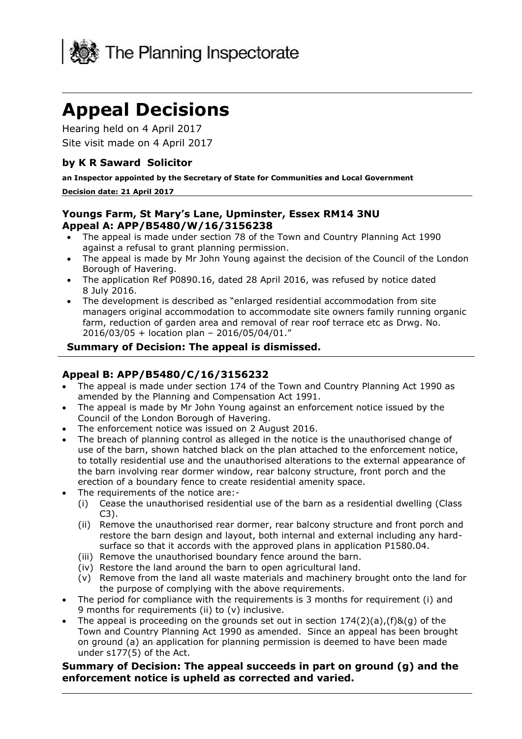The Planning Inspectorate

# Appeal Decisions

Hearing held on 4 April 2017

Site visit made on 4 April 2017

### by K R Saward Solicitor

**an Inspector appointed by the Secretary of State for Communities and Local Government**

**Decision date: 21 April 2017**

### Youngs Farm, St Mary's Lane, Upminster, Essex RM14 3NU
### Appeal A: APP/B5480/W/16/3156238

- The appeal is made under section 78 of the Town and Country Planning Act 1990 against a refusal to grant planning permission.
- The appeal is made by Mr John Young against the decision of the Council of the London Borough of Havering.
- The application Ref P0890.16, dated 28 April 2016, was refused by notice dated 8 July 2016.
- The development is described as "enlarged residential accommodation from site managers original accommodation to accommodate site owners family running organic farm, reduction of garden area and removal of rear roof terrace etc as Drwg. No. 2016/03/05 + location plan – 2016/05/04/01."

**Summary of Decision: The appeal is dismissed.**

### Appeal B: APP/B5480/C/16/3156232

- The appeal is made under section 174 of the Town and Country Planning Act 1990 as amended by the Planning and Compensation Act 1991.
- The appeal is made by Mr John Young against an enforcement notice issued by the Council of the London Borough of Havering.
- The enforcement notice was issued on 2 August 2016.
- The breach of planning control as alleged in the notice is the unauthorised change of use of the barn, shown hatched black on the plan attached to the enforcement notice, to totally residential use and the unauthorised alterations to the external appearance of the barn involving rear dormer window, rear balcony structure, front porch and the erection of a boundary fence to create residential amenity space.
- The requirements of the notice are:-
  - (i) Cease the unauthorised residential use of the barn as a residential dwelling (Class C3).
  - (ii) Remove the unauthorised rear dormer, rear balcony structure and front porch and restore the barn design and layout, both internal and external including any hard-surface so that it accords with the approved plans in application P1580.04.
  - (iii) Remove the unauthorised boundary fence around the barn.
  - (iv) Restore the land around the barn to open agricultural land.
  - (v) Remove from the land all waste materials and machinery brought onto the land for the purpose of complying with the above requirements.
- The period for compliance with the requirements is 3 months for requirement (i) and 9 months for requirements (ii) to (v) inclusive.
- The appeal is proceeding on the grounds set out in section 174(2)(a),(f)&(g) of the Town and Country Planning Act 1990 as amended. Since an appeal has been brought on ground (a) an application for planning permission is deemed to have been made under s177(5) of the Act.

**Summary of Decision: The appeal succeeds in part on ground (g) and the enforcement notice is upheld as corrected and varied.**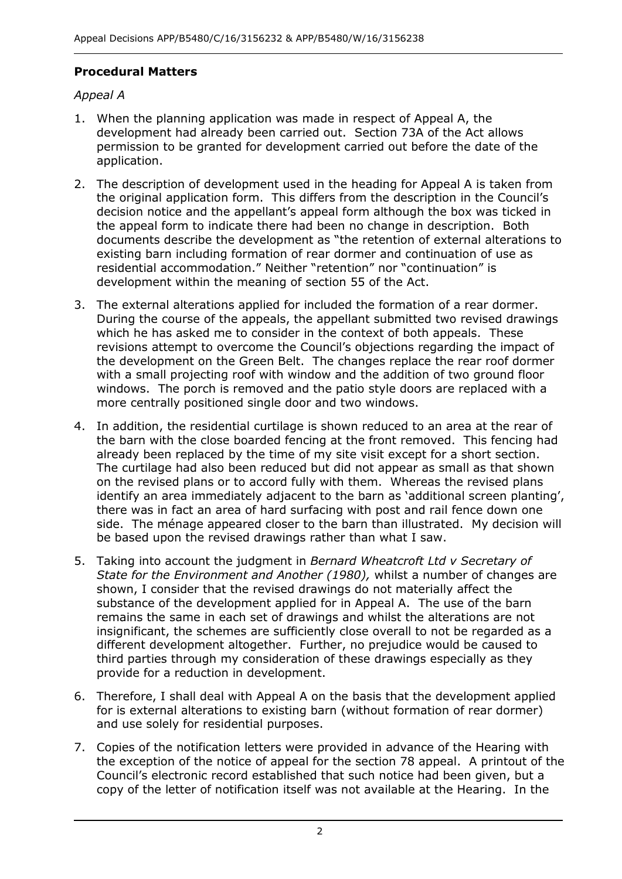## Procedural Matters

*Appeal A*

1. When the planning application was made in respect of Appeal A, the development had already been carried out. Section 73A of the Act allows permission to be granted for development carried out before the date of the application.

2. The description of development used in the heading for Appeal A is taken from the original application form. This differs from the description in the Council's decision notice and the appellant's appeal form although the box was ticked in the appeal form to indicate there had been no change in description. Both documents describe the development as "the retention of external alterations to existing barn including formation of rear dormer and continuation of use as residential accommodation." Neither "retention" nor "continuation" is development within the meaning of section 55 of the Act.

3. The external alterations applied for included the formation of a rear dormer. During the course of the appeals, the appellant submitted two revised drawings which he has asked me to consider in the context of both appeals. These revisions attempt to overcome the Council's objections regarding the impact of the development on the Green Belt. The changes replace the rear roof dormer with a small projecting roof with window and the addition of two ground floor windows. The porch is removed and the patio style doors are replaced with a more centrally positioned single door and two windows.

4. In addition, the residential curtilage is shown reduced to an area at the rear of the barn with the close boarded fencing at the front removed. This fencing had already been replaced by the time of my site visit except for a short section. The curtilage had also been reduced but did not appear as small as that shown on the revised plans or to accord fully with them. Whereas the revised plans identify an area immediately adjacent to the barn as 'additional screen planting', there was in fact an area of hard surfacing with post and rail fence down one side. The ménage appeared closer to the barn than illustrated. My decision will be based upon the revised drawings rather than what I saw.

5. Taking into account the judgment in *Bernard Wheatcroft Ltd v Secretary of State for the Environment and Another (1980),* whilst a number of changes are shown, I consider that the revised drawings do not materially affect the substance of the development applied for in Appeal A. The use of the barn remains the same in each set of drawings and whilst the alterations are not insignificant, the schemes are sufficiently close overall to not be regarded as a different development altogether. Further, no prejudice would be caused to third parties through my consideration of these drawings especially as they provide for a reduction in development.

6. Therefore, I shall deal with Appeal A on the basis that the development applied for is external alterations to existing barn (without formation of rear dormer) and use solely for residential purposes.

7. Copies of the notification letters were provided in advance of the Hearing with the exception of the notice of appeal for the section 78 appeal. A printout of the Council's electronic record established that such notice had been given, but a copy of the letter of notification itself was not available at the Hearing. In the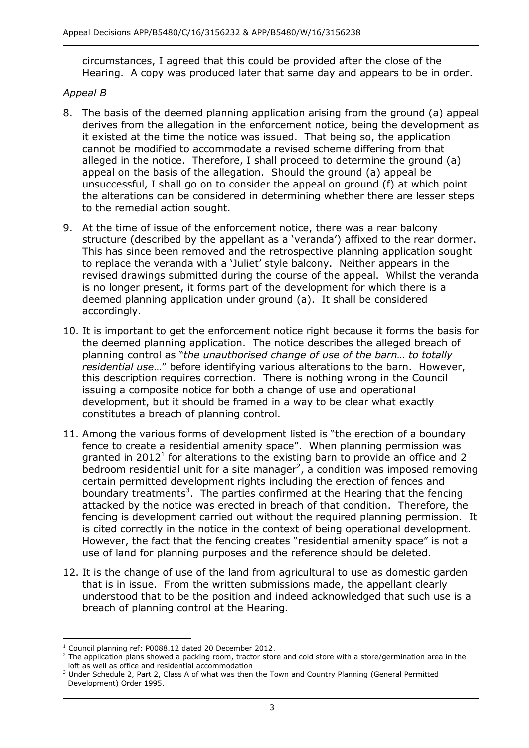circumstances, I agreed that this could be provided after the close of the Hearing. A copy was produced later that same day and appears to be in order.

*Appeal B*

8. The basis of the deemed planning application arising from the ground (a) appeal derives from the allegation in the enforcement notice, being the development as it existed at the time the notice was issued. That being so, the application cannot be modified to accommodate a revised scheme differing from that alleged in the notice. Therefore, I shall proceed to determine the ground (a) appeal on the basis of the allegation. Should the ground (a) appeal be unsuccessful, I shall go on to consider the appeal on ground (f) at which point the alterations can be considered in determining whether there are lesser steps to the remedial action sought.

9. At the time of issue of the enforcement notice, there was a rear balcony structure (described by the appellant as a 'veranda') affixed to the rear dormer. This has since been removed and the retrospective planning application sought to replace the veranda with a 'Juliet' style balcony. Neither appears in the revised drawings submitted during the course of the appeal. Whilst the veranda is no longer present, it forms part of the development for which there is a deemed planning application under ground (a). It shall be considered accordingly.

10. It is important to get the enforcement notice right because it forms the basis for the deemed planning application. The notice describes the alleged breach of planning control as "*the unauthorised change of use of the barn… to totally residential use*…" before identifying various alterations to the barn. However, this description requires correction. There is nothing wrong in the Council issuing a composite notice for both a change of use and operational development, but it should be framed in a way to be clear what exactly constitutes a breach of planning control.

11. Among the various forms of development listed is "the erection of a boundary fence to create a residential amenity space". When planning permission was granted in 2012[1] for alterations to the existing barn to provide an office and 2 bedroom residential unit for a site manager[2], a condition was imposed removing certain permitted development rights including the erection of fences and boundary treatments[3]. The parties confirmed at the Hearing that the fencing attacked by the notice was erected in breach of that condition. Therefore, the fencing is development carried out without the required planning permission. It is cited correctly in the notice in the context of being operational development. However, the fact that the fencing creates "residential amenity space" is not a use of land for planning purposes and the reference should be deleted.

12. It is the change of use of the land from agricultural to use as domestic garden that is in issue. From the written submissions made, the appellant clearly understood that to be the position and indeed acknowledged that such use is a breach of planning control at the Hearing.

---

[1] Council planning ref: P0088.12 dated 20 December 2012.

[2] The application plans showed a packing room, tractor store and cold store with a store/germination area in the loft as well as office and residential accommodation

[3] Under Schedule 2, Part 2, Class A of what was then the Town and Country Planning (General Permitted Development) Order 1995.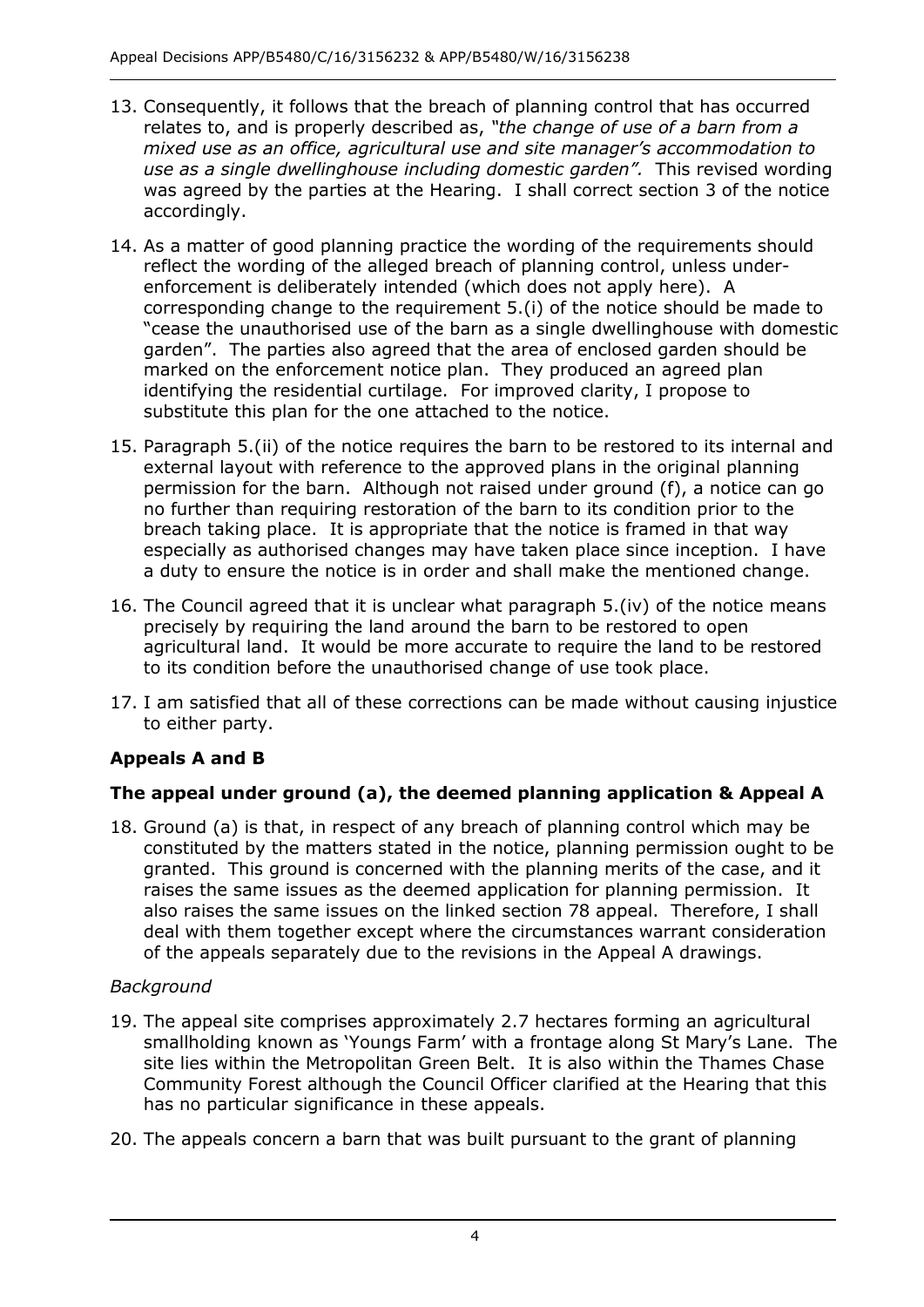13. Consequently, it follows that the breach of planning control that has occurred relates to, and is properly described as, *"the change of use of a barn from a mixed use as an office, agricultural use and site manager's accommodation to use as a single dwellinghouse including domestic garden".* This revised wording was agreed by the parties at the Hearing. I shall correct section 3 of the notice accordingly.

14. As a matter of good planning practice the wording of the requirements should reflect the wording of the alleged breach of planning control, unless under-enforcement is deliberately intended (which does not apply here). A corresponding change to the requirement 5.(i) of the notice should be made to "cease the unauthorised use of the barn as a single dwellinghouse with domestic garden". The parties also agreed that the area of enclosed garden should be marked on the enforcement notice plan. They produced an agreed plan identifying the residential curtilage. For improved clarity, I propose to substitute this plan for the one attached to the notice.

15. Paragraph 5.(ii) of the notice requires the barn to be restored to its internal and external layout with reference to the approved plans in the original planning permission for the barn. Although not raised under ground (f), a notice can go no further than requiring restoration of the barn to its condition prior to the breach taking place. It is appropriate that the notice is framed in that way especially as authorised changes may have taken place since inception. I have a duty to ensure the notice is in order and shall make the mentioned change.

16. The Council agreed that it is unclear what paragraph 5.(iv) of the notice means precisely by requiring the land around the barn to be restored to open agricultural land. It would be more accurate to require the land to be restored to its condition before the unauthorised change of use took place.

17. I am satisfied that all of these corrections can be made without causing injustice to either party.

## Appeals A and B

## The appeal under ground (a), the deemed planning application & Appeal A

18. Ground (a) is that, in respect of any breach of planning control which may be constituted by the matters stated in the notice, planning permission ought to be granted. This ground is concerned with the planning merits of the case, and it raises the same issues as the deemed application for planning permission. It also raises the same issues on the linked section 78 appeal. Therefore, I shall deal with them together except where the circumstances warrant consideration of the appeals separately due to the revisions in the Appeal A drawings.

*Background*

19. The appeal site comprises approximately 2.7 hectares forming an agricultural smallholding known as 'Youngs Farm' with a frontage along St Mary's Lane. The site lies within the Metropolitan Green Belt. It is also within the Thames Chase Community Forest although the Council Officer clarified at the Hearing that this has no particular significance in these appeals.

20. The appeals concern a barn that was built pursuant to the grant of planning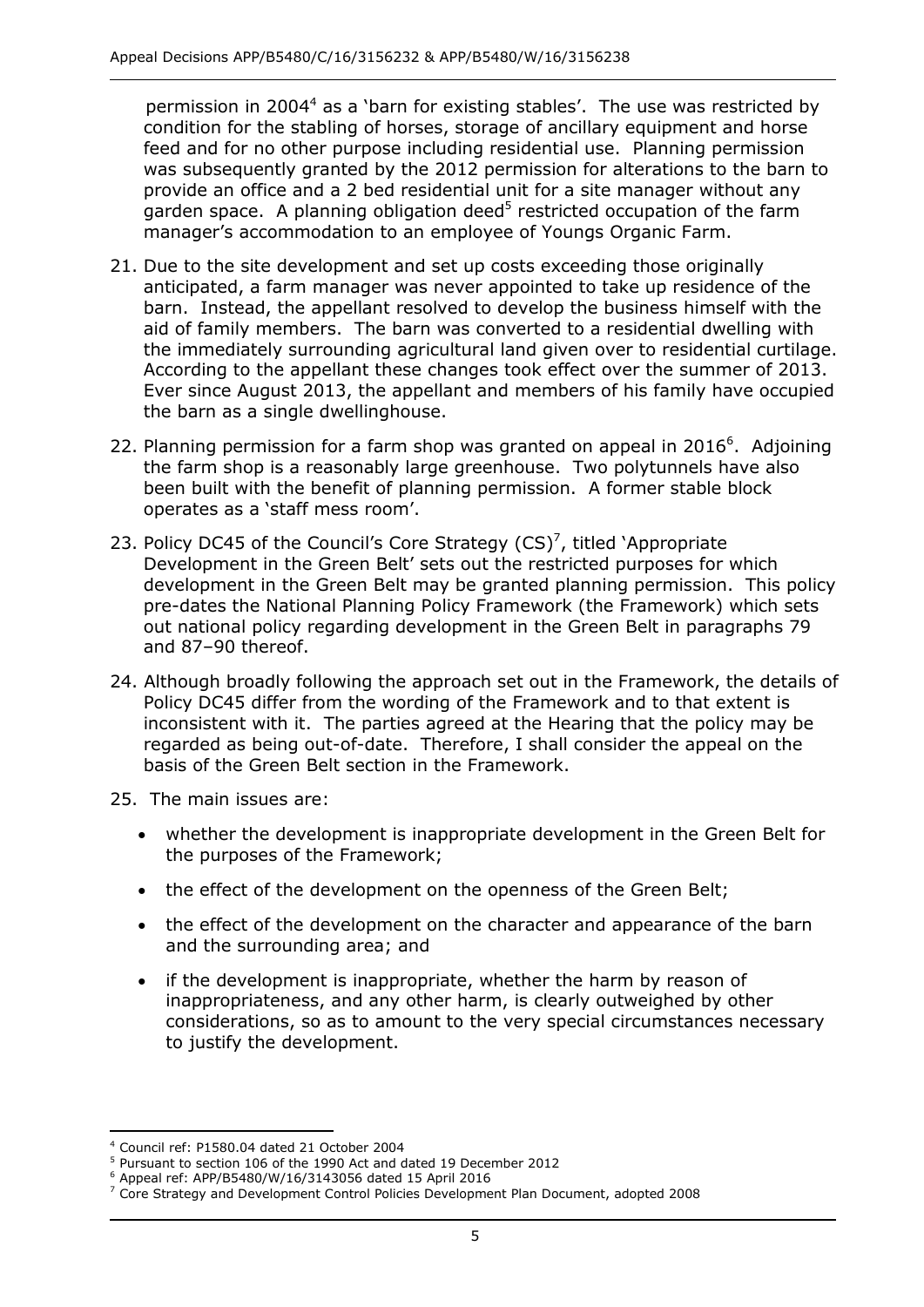permission in 2004[4] as a 'barn for existing stables'. The use was restricted by condition for the stabling of horses, storage of ancillary equipment and horse feed and for no other purpose including residential use. Planning permission was subsequently granted by the 2012 permission for alterations to the barn to provide an office and a 2 bed residential unit for a site manager without any garden space. A planning obligation deed[5] restricted occupation of the farm manager's accommodation to an employee of Youngs Organic Farm.

21. Due to the site development and set up costs exceeding those originally anticipated, a farm manager was never appointed to take up residence of the barn. Instead, the appellant resolved to develop the business himself with the aid of family members. The barn was converted to a residential dwelling with the immediately surrounding agricultural land given over to residential curtilage. According to the appellant these changes took effect over the summer of 2013. Ever since August 2013, the appellant and members of his family have occupied the barn as a single dwellinghouse.

22. Planning permission for a farm shop was granted on appeal in 2016[6]. Adjoining the farm shop is a reasonably large greenhouse. Two polytunnels have also been built with the benefit of planning permission. A former stable block operates as a 'staff mess room'.

23. Policy DC45 of the Council's Core Strategy (CS)[7], titled 'Appropriate Development in the Green Belt' sets out the restricted purposes for which development in the Green Belt may be granted planning permission. This policy pre-dates the National Planning Policy Framework (the Framework) which sets out national policy regarding development in the Green Belt in paragraphs 79 and 87–90 thereof.

24. Although broadly following the approach set out in the Framework, the details of Policy DC45 differ from the wording of the Framework and to that extent is inconsistent with it. The parties agreed at the Hearing that the policy may be regarded as being out-of-date. Therefore, I shall consider the appeal on the basis of the Green Belt section in the Framework.

25. The main issues are:

- whether the development is inappropriate development in the Green Belt for the purposes of the Framework;
- the effect of the development on the openness of the Green Belt;
- the effect of the development on the character and appearance of the barn and the surrounding area; and
- if the development is inappropriate, whether the harm by reason of inappropriateness, and any other harm, is clearly outweighed by other considerations, so as to amount to the very special circumstances necessary to justify the development.

---

[4] Council ref: P1580.04 dated 21 October 2004

[5] Pursuant to section 106 of the 1990 Act and dated 19 December 2012

[6] Appeal ref: APP/B5480/W/16/3143056 dated 15 April 2016

[7] Core Strategy and Development Control Policies Development Plan Document, adopted 2008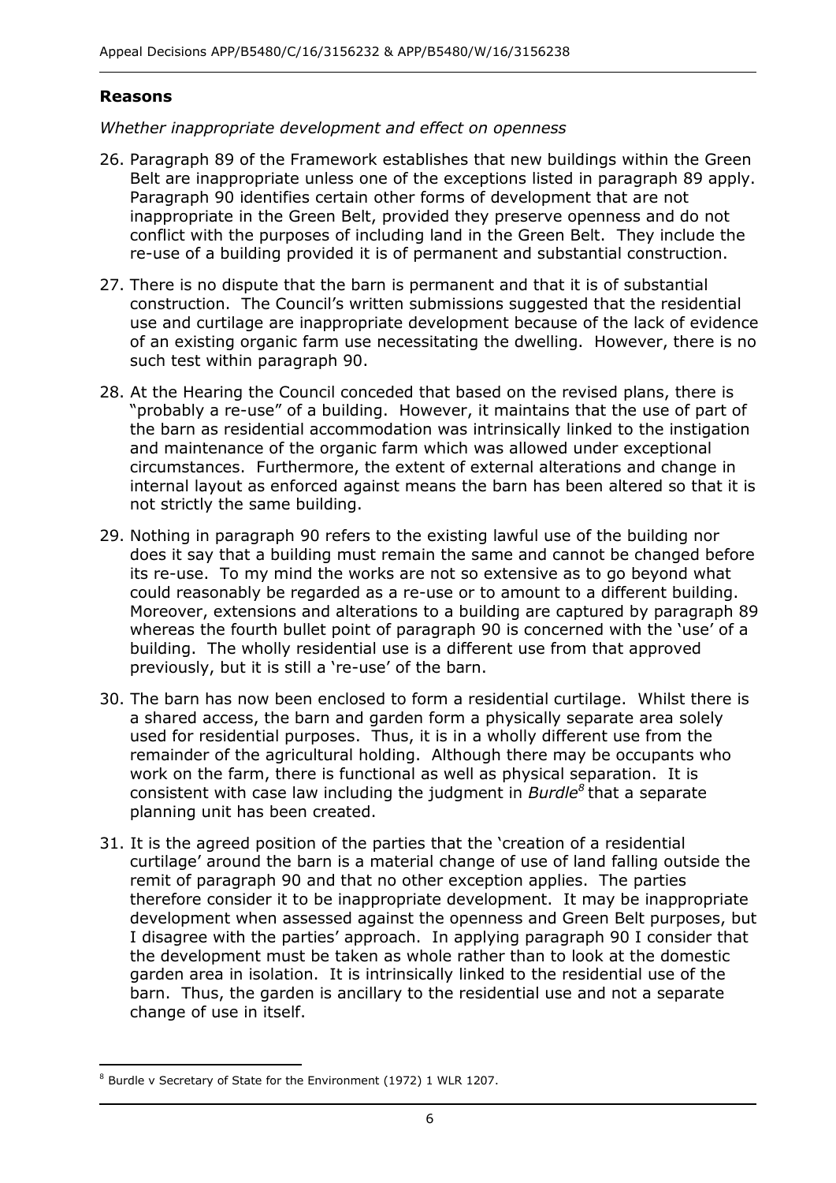## Reasons

*Whether inappropriate development and effect on openness*

26. Paragraph 89 of the Framework establishes that new buildings within the Green Belt are inappropriate unless one of the exceptions listed in paragraph 89 apply. Paragraph 90 identifies certain other forms of development that are not inappropriate in the Green Belt, provided they preserve openness and do not conflict with the purposes of including land in the Green Belt. They include the re-use of a building provided it is of permanent and substantial construction.

27. There is no dispute that the barn is permanent and that it is of substantial construction. The Council's written submissions suggested that the residential use and curtilage are inappropriate development because of the lack of evidence of an existing organic farm use necessitating the dwelling. However, there is no such test within paragraph 90.

28. At the Hearing the Council conceded that based on the revised plans, there is "probably a re-use" of a building. However, it maintains that the use of part of the barn as residential accommodation was intrinsically linked to the instigation and maintenance of the organic farm which was allowed under exceptional circumstances. Furthermore, the extent of external alterations and change in internal layout as enforced against means the barn has been altered so that it is not strictly the same building.

29. Nothing in paragraph 90 refers to the existing lawful use of the building nor does it say that a building must remain the same and cannot be changed before its re-use. To my mind the works are not so extensive as to go beyond what could reasonably be regarded as a re-use or to amount to a different building. Moreover, extensions and alterations to a building are captured by paragraph 89 whereas the fourth bullet point of paragraph 90 is concerned with the 'use' of a building. The wholly residential use is a different use from that approved previously, but it is still a 're-use' of the barn.

30. The barn has now been enclosed to form a residential curtilage. Whilst there is a shared access, the barn and garden form a physically separate area solely used for residential purposes. Thus, it is in a wholly different use from the remainder of the agricultural holding. Although there may be occupants who work on the farm, there is functional as well as physical separation. It is consistent with case law including the judgment in *Burdle*[8] that a separate planning unit has been created.

31. It is the agreed position of the parties that the 'creation of a residential curtilage' around the barn is a material change of use of land falling outside the remit of paragraph 90 and that no other exception applies. The parties therefore consider it to be inappropriate development. It may be inappropriate development when assessed against the openness and Green Belt purposes, but I disagree with the parties' approach. In applying paragraph 90 I consider that the development must be taken as whole rather than to look at the domestic garden area in isolation. It is intrinsically linked to the residential use of the barn. Thus, the garden is ancillary to the residential use and not a separate change of use in itself.

---

[8] Burdle v Secretary of State for the Environment (1972) 1 WLR 1207.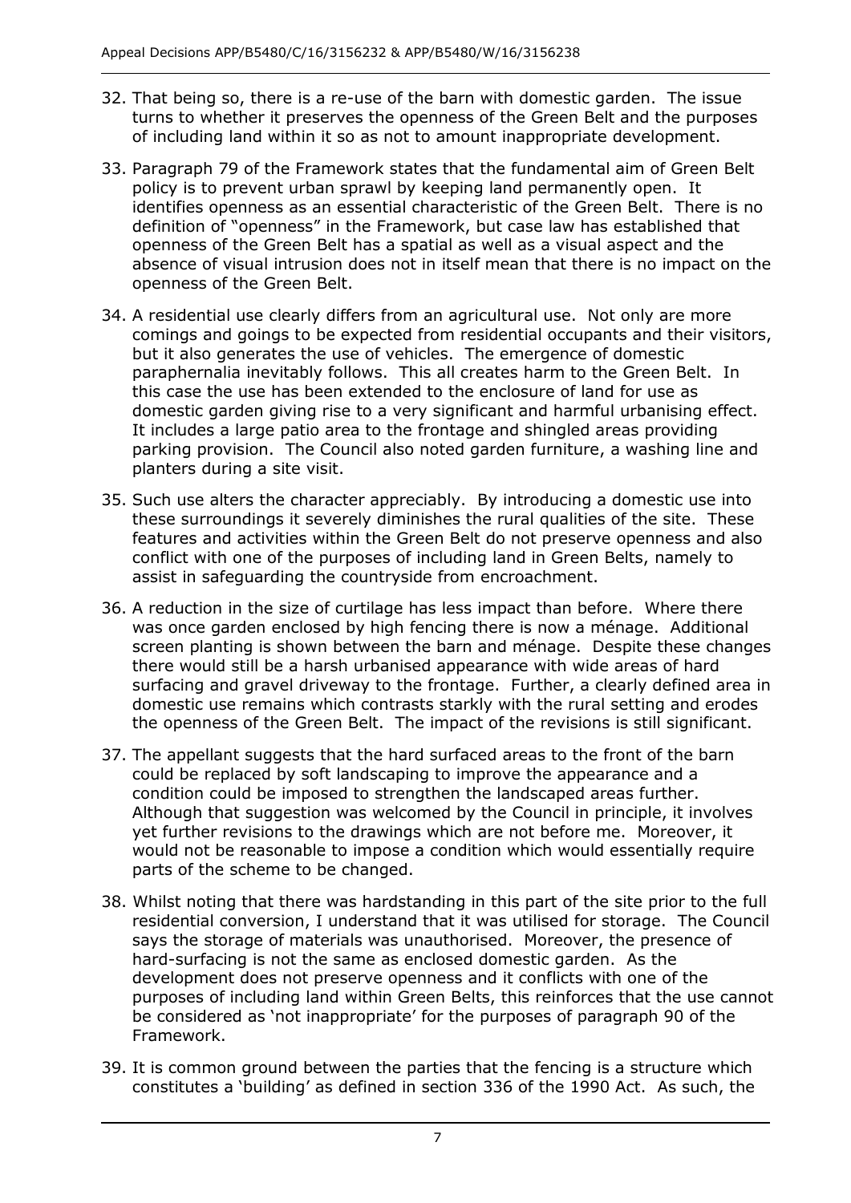32. That being so, there is a re-use of the barn with domestic garden. The issue turns to whether it preserves the openness of the Green Belt and the purposes of including land within it so as not to amount inappropriate development.

33. Paragraph 79 of the Framework states that the fundamental aim of Green Belt policy is to prevent urban sprawl by keeping land permanently open. It identifies openness as an essential characteristic of the Green Belt. There is no definition of "openness" in the Framework, but case law has established that openness of the Green Belt has a spatial as well as a visual aspect and the absence of visual intrusion does not in itself mean that there is no impact on the openness of the Green Belt.

34. A residential use clearly differs from an agricultural use. Not only are more comings and goings to be expected from residential occupants and their visitors, but it also generates the use of vehicles. The emergence of domestic paraphernalia inevitably follows. This all creates harm to the Green Belt. In this case the use has been extended to the enclosure of land for use as domestic garden giving rise to a very significant and harmful urbanising effect. It includes a large patio area to the frontage and shingled areas providing parking provision. The Council also noted garden furniture, a washing line and planters during a site visit.

35. Such use alters the character appreciably. By introducing a domestic use into these surroundings it severely diminishes the rural qualities of the site. These features and activities within the Green Belt do not preserve openness and also conflict with one of the purposes of including land in Green Belts, namely to assist in safeguarding the countryside from encroachment.

36. A reduction in the size of curtilage has less impact than before. Where there was once garden enclosed by high fencing there is now a ménage. Additional screen planting is shown between the barn and ménage. Despite these changes there would still be a harsh urbanised appearance with wide areas of hard surfacing and gravel driveway to the frontage. Further, a clearly defined area in domestic use remains which contrasts starkly with the rural setting and erodes the openness of the Green Belt. The impact of the revisions is still significant.

37. The appellant suggests that the hard surfaced areas to the front of the barn could be replaced by soft landscaping to improve the appearance and a condition could be imposed to strengthen the landscaped areas further. Although that suggestion was welcomed by the Council in principle, it involves yet further revisions to the drawings which are not before me. Moreover, it would not be reasonable to impose a condition which would essentially require parts of the scheme to be changed.

38. Whilst noting that there was hardstanding in this part of the site prior to the full residential conversion, I understand that it was utilised for storage. The Council says the storage of materials was unauthorised. Moreover, the presence of hard-surfacing is not the same as enclosed domestic garden. As the development does not preserve openness and it conflicts with one of the purposes of including land within Green Belts, this reinforces that the use cannot be considered as 'not inappropriate' for the purposes of paragraph 90 of the Framework.

39. It is common ground between the parties that the fencing is a structure which constitutes a 'building' as defined in section 336 of the 1990 Act. As such, the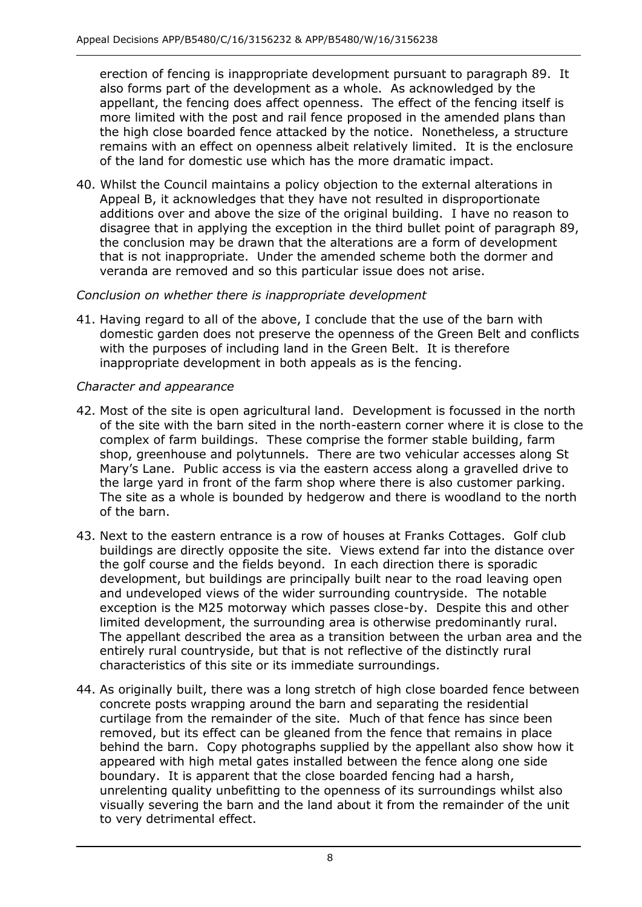erection of fencing is inappropriate development pursuant to paragraph 89. It also forms part of the development as a whole. As acknowledged by the appellant, the fencing does affect openness. The effect of the fencing itself is more limited with the post and rail fence proposed in the amended plans than the high close boarded fence attacked by the notice. Nonetheless, a structure remains with an effect on openness albeit relatively limited. It is the enclosure of the land for domestic use which has the more dramatic impact.

40. Whilst the Council maintains a policy objection to the external alterations in Appeal B, it acknowledges that they have not resulted in disproportionate additions over and above the size of the original building. I have no reason to disagree that in applying the exception in the third bullet point of paragraph 89, the conclusion may be drawn that the alterations are a form of development that is not inappropriate. Under the amended scheme both the dormer and veranda are removed and so this particular issue does not arise.

*Conclusion on whether there is inappropriate development*

41. Having regard to all of the above, I conclude that the use of the barn with domestic garden does not preserve the openness of the Green Belt and conflicts with the purposes of including land in the Green Belt. It is therefore inappropriate development in both appeals as is the fencing.

*Character and appearance*

42. Most of the site is open agricultural land. Development is focussed in the north of the site with the barn sited in the north-eastern corner where it is close to the complex of farm buildings. These comprise the former stable building, farm shop, greenhouse and polytunnels. There are two vehicular accesses along St Mary's Lane. Public access is via the eastern access along a gravelled drive to the large yard in front of the farm shop where there is also customer parking. The site as a whole is bounded by hedgerow and there is woodland to the north of the barn.

43. Next to the eastern entrance is a row of houses at Franks Cottages. Golf club buildings are directly opposite the site. Views extend far into the distance over the golf course and the fields beyond. In each direction there is sporadic development, but buildings are principally built near to the road leaving open and undeveloped views of the wider surrounding countryside. The notable exception is the M25 motorway which passes close-by. Despite this and other limited development, the surrounding area is otherwise predominantly rural. The appellant described the area as a transition between the urban area and the entirely rural countryside, but that is not reflective of the distinctly rural characteristics of this site or its immediate surroundings.

44. As originally built, there was a long stretch of high close boarded fence between concrete posts wrapping around the barn and separating the residential curtilage from the remainder of the site. Much of that fence has since been removed, but its effect can be gleaned from the fence that remains in place behind the barn. Copy photographs supplied by the appellant also show how it appeared with high metal gates installed between the fence along one side boundary. It is apparent that the close boarded fencing had a harsh, unrelenting quality unbefitting to the openness of its surroundings whilst also visually severing the barn and the land about it from the remainder of the unit to very detrimental effect.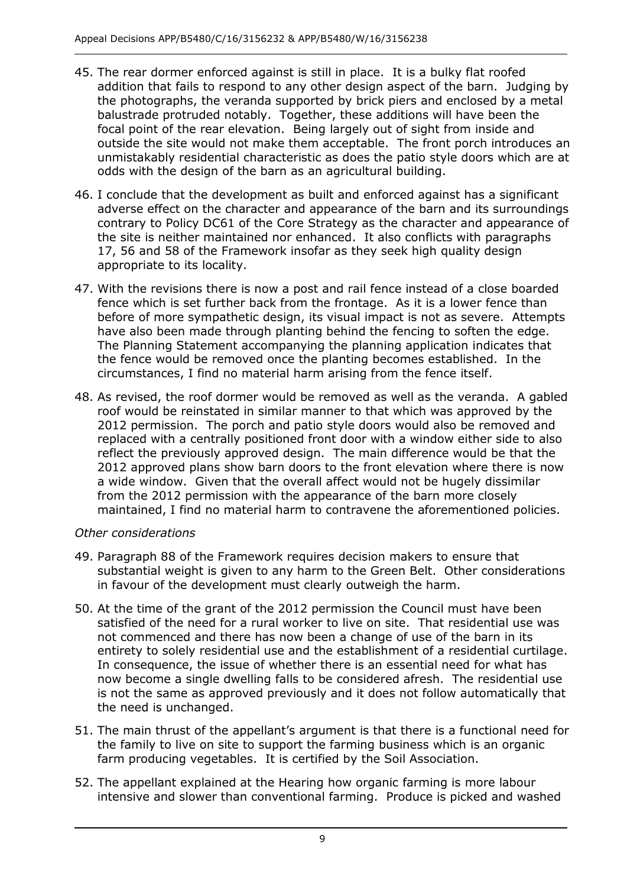45. The rear dormer enforced against is still in place. It is a bulky flat roofed addition that fails to respond to any other design aspect of the barn. Judging by the photographs, the veranda supported by brick piers and enclosed by a metal balustrade protruded notably. Together, these additions will have been the focal point of the rear elevation. Being largely out of sight from inside and outside the site would not make them acceptable. The front porch introduces an unmistakably residential characteristic as does the patio style doors which are at odds with the design of the barn as an agricultural building.

46. I conclude that the development as built and enforced against has a significant adverse effect on the character and appearance of the barn and its surroundings contrary to Policy DC61 of the Core Strategy as the character and appearance of the site is neither maintained nor enhanced. It also conflicts with paragraphs 17, 56 and 58 of the Framework insofar as they seek high quality design appropriate to its locality.

47. With the revisions there is now a post and rail fence instead of a close boarded fence which is set further back from the frontage. As it is a lower fence than before of more sympathetic design, its visual impact is not as severe. Attempts have also been made through planting behind the fencing to soften the edge. The Planning Statement accompanying the planning application indicates that the fence would be removed once the planting becomes established. In the circumstances, I find no material harm arising from the fence itself.

48. As revised, the roof dormer would be removed as well as the veranda. A gabled roof would be reinstated in similar manner to that which was approved by the 2012 permission. The porch and patio style doors would also be removed and replaced with a centrally positioned front door with a window either side to also reflect the previously approved design. The main difference would be that the 2012 approved plans show barn doors to the front elevation where there is now a wide window. Given that the overall affect would not be hugely dissimilar from the 2012 permission with the appearance of the barn more closely maintained, I find no material harm to contravene the aforementioned policies.

*Other considerations*

49. Paragraph 88 of the Framework requires decision makers to ensure that substantial weight is given to any harm to the Green Belt. Other considerations in favour of the development must clearly outweigh the harm.

50. At the time of the grant of the 2012 permission the Council must have been satisfied of the need for a rural worker to live on site. That residential use was not commenced and there has now been a change of use of the barn in its entirety to solely residential use and the establishment of a residential curtilage. In consequence, the issue of whether there is an essential need for what has now become a single dwelling falls to be considered afresh. The residential use is not the same as approved previously and it does not follow automatically that the need is unchanged.

51. The main thrust of the appellant's argument is that there is a functional need for the family to live on site to support the farming business which is an organic farm producing vegetables. It is certified by the Soil Association.

52. The appellant explained at the Hearing how organic farming is more labour intensive and slower than conventional farming. Produce is picked and washed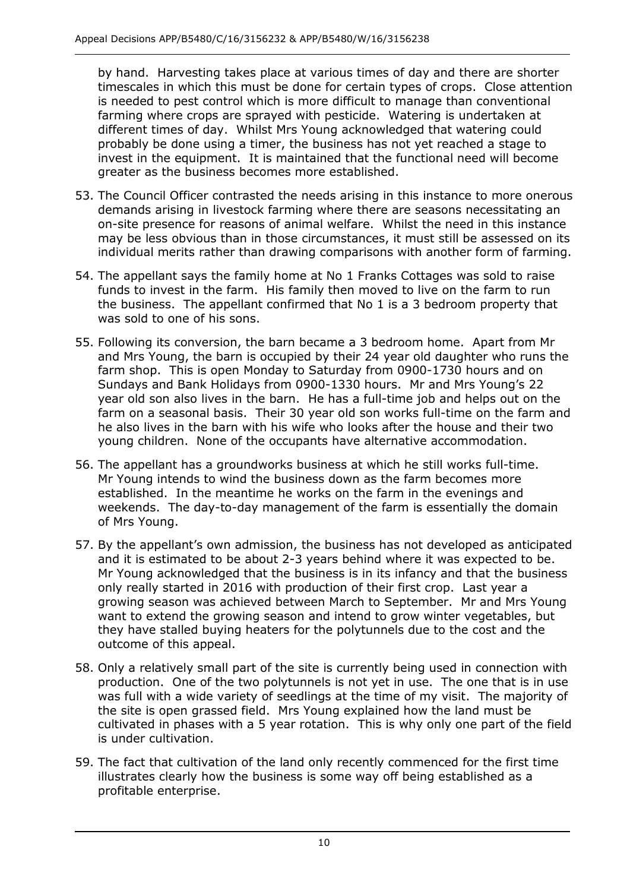by hand. Harvesting takes place at various times of day and there are shorter timescales in which this must be done for certain types of crops. Close attention is needed to pest control which is more difficult to manage than conventional farming where crops are sprayed with pesticide. Watering is undertaken at different times of day. Whilst Mrs Young acknowledged that watering could probably be done using a timer, the business has not yet reached a stage to invest in the equipment. It is maintained that the functional need will become greater as the business becomes more established.

53. The Council Officer contrasted the needs arising in this instance to more onerous demands arising in livestock farming where there are seasons necessitating an on-site presence for reasons of animal welfare. Whilst the need in this instance may be less obvious than in those circumstances, it must still be assessed on its individual merits rather than drawing comparisons with another form of farming.

54. The appellant says the family home at No 1 Franks Cottages was sold to raise funds to invest in the farm. His family then moved to live on the farm to run the business. The appellant confirmed that No 1 is a 3 bedroom property that was sold to one of his sons.

55. Following its conversion, the barn became a 3 bedroom home. Apart from Mr and Mrs Young, the barn is occupied by their 24 year old daughter who runs the farm shop. This is open Monday to Saturday from 0900-1730 hours and on Sundays and Bank Holidays from 0900-1330 hours. Mr and Mrs Young's 22 year old son also lives in the barn. He has a full-time job and helps out on the farm on a seasonal basis. Their 30 year old son works full-time on the farm and he also lives in the barn with his wife who looks after the house and their two young children. None of the occupants have alternative accommodation.

56. The appellant has a groundworks business at which he still works full-time. Mr Young intends to wind the business down as the farm becomes more established. In the meantime he works on the farm in the evenings and weekends. The day-to-day management of the farm is essentially the domain of Mrs Young.

57. By the appellant's own admission, the business has not developed as anticipated and it is estimated to be about 2-3 years behind where it was expected to be. Mr Young acknowledged that the business is in its infancy and that the business only really started in 2016 with production of their first crop. Last year a growing season was achieved between March to September. Mr and Mrs Young want to extend the growing season and intend to grow winter vegetables, but they have stalled buying heaters for the polytunnels due to the cost and the outcome of this appeal.

58. Only a relatively small part of the site is currently being used in connection with production. One of the two polytunnels is not yet in use. The one that is in use was full with a wide variety of seedlings at the time of my visit. The majority of the site is open grassed field. Mrs Young explained how the land must be cultivated in phases with a 5 year rotation. This is why only one part of the field is under cultivation.

59. The fact that cultivation of the land only recently commenced for the first time illustrates clearly how the business is some way off being established as a profitable enterprise.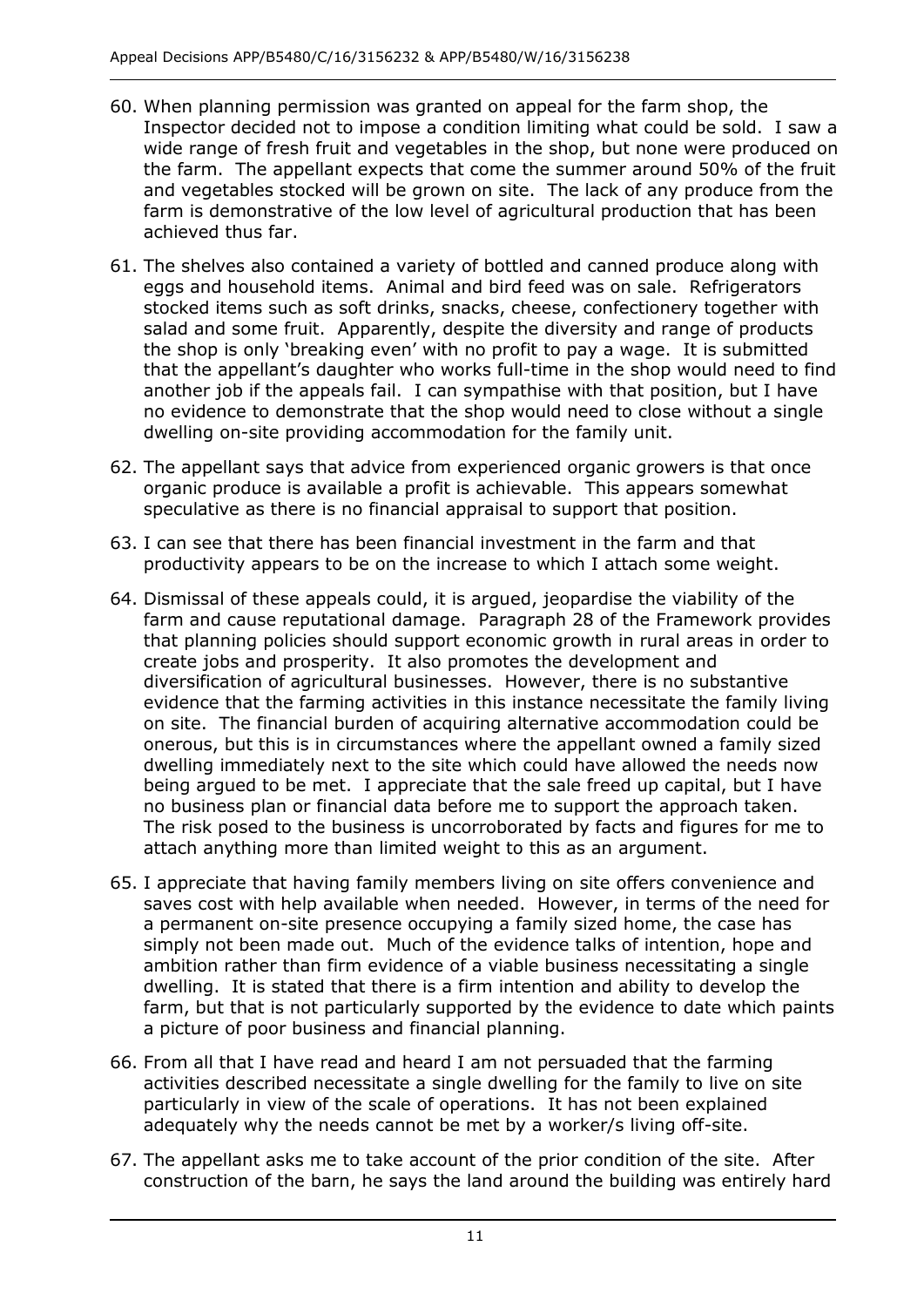60. When planning permission was granted on appeal for the farm shop, the Inspector decided not to impose a condition limiting what could be sold. I saw a wide range of fresh fruit and vegetables in the shop, but none were produced on the farm. The appellant expects that come the summer around 50% of the fruit and vegetables stocked will be grown on site. The lack of any produce from the farm is demonstrative of the low level of agricultural production that has been achieved thus far.

61. The shelves also contained a variety of bottled and canned produce along with eggs and household items. Animal and bird feed was on sale. Refrigerators stocked items such as soft drinks, snacks, cheese, confectionery together with salad and some fruit. Apparently, despite the diversity and range of products the shop is only 'breaking even' with no profit to pay a wage. It is submitted that the appellant's daughter who works full-time in the shop would need to find another job if the appeals fail. I can sympathise with that position, but I have no evidence to demonstrate that the shop would need to close without a single dwelling on-site providing accommodation for the family unit.

62. The appellant says that advice from experienced organic growers is that once organic produce is available a profit is achievable. This appears somewhat speculative as there is no financial appraisal to support that position.

63. I can see that there has been financial investment in the farm and that productivity appears to be on the increase to which I attach some weight.

64. Dismissal of these appeals could, it is argued, jeopardise the viability of the farm and cause reputational damage. Paragraph 28 of the Framework provides that planning policies should support economic growth in rural areas in order to create jobs and prosperity. It also promotes the development and diversification of agricultural businesses. However, there is no substantive evidence that the farming activities in this instance necessitate the family living on site. The financial burden of acquiring alternative accommodation could be onerous, but this is in circumstances where the appellant owned a family sized dwelling immediately next to the site which could have allowed the needs now being argued to be met. I appreciate that the sale freed up capital, but I have no business plan or financial data before me to support the approach taken. The risk posed to the business is uncorroborated by facts and figures for me to attach anything more than limited weight to this as an argument.

65. I appreciate that having family members living on site offers convenience and saves cost with help available when needed. However, in terms of the need for a permanent on-site presence occupying a family sized home, the case has simply not been made out. Much of the evidence talks of intention, hope and ambition rather than firm evidence of a viable business necessitating a single dwelling. It is stated that there is a firm intention and ability to develop the farm, but that is not particularly supported by the evidence to date which paints a picture of poor business and financial planning.

66. From all that I have read and heard I am not persuaded that the farming activities described necessitate a single dwelling for the family to live on site particularly in view of the scale of operations. It has not been explained adequately why the needs cannot be met by a worker/s living off-site.

67. The appellant asks me to take account of the prior condition of the site. After construction of the barn, he says the land around the building was entirely hard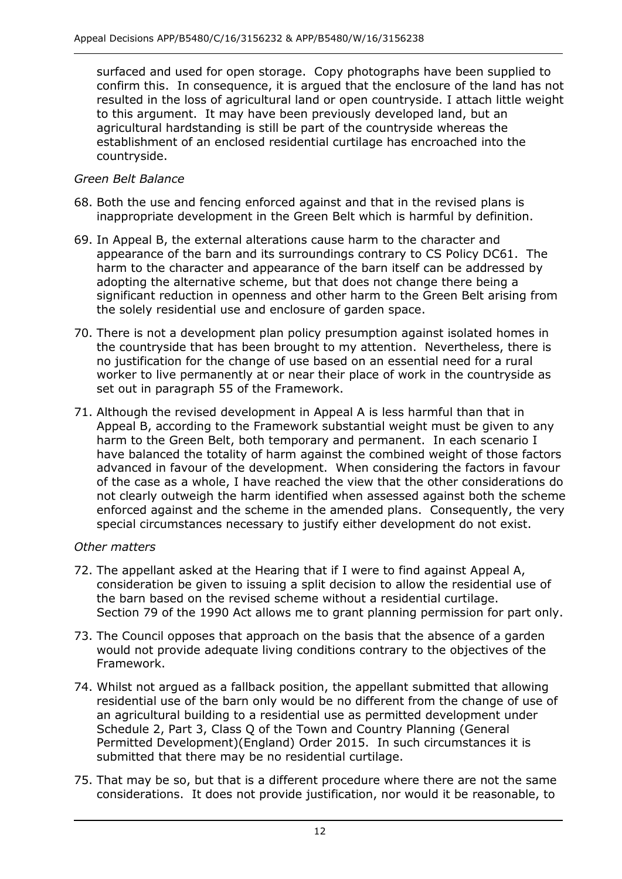surfaced and used for open storage. Copy photographs have been supplied to confirm this. In consequence, it is argued that the enclosure of the land has not resulted in the loss of agricultural land or open countryside. I attach little weight to this argument. It may have been previously developed land, but an agricultural hardstanding is still be part of the countryside whereas the establishment of an enclosed residential curtilage has encroached into the countryside.

*Green Belt Balance*

68. Both the use and fencing enforced against and that in the revised plans is inappropriate development in the Green Belt which is harmful by definition.

69. In Appeal B, the external alterations cause harm to the character and appearance of the barn and its surroundings contrary to CS Policy DC61. The harm to the character and appearance of the barn itself can be addressed by adopting the alternative scheme, but that does not change there being a significant reduction in openness and other harm to the Green Belt arising from the solely residential use and enclosure of garden space.

70. There is not a development plan policy presumption against isolated homes in the countryside that has been brought to my attention. Nevertheless, there is no justification for the change of use based on an essential need for a rural worker to live permanently at or near their place of work in the countryside as set out in paragraph 55 of the Framework.

71. Although the revised development in Appeal A is less harmful than that in Appeal B, according to the Framework substantial weight must be given to any harm to the Green Belt, both temporary and permanent. In each scenario I have balanced the totality of harm against the combined weight of those factors advanced in favour of the development. When considering the factors in favour of the case as a whole, I have reached the view that the other considerations do not clearly outweigh the harm identified when assessed against both the scheme enforced against and the scheme in the amended plans. Consequently, the very special circumstances necessary to justify either development do not exist.

*Other matters*

72. The appellant asked at the Hearing that if I were to find against Appeal A, consideration be given to issuing a split decision to allow the residential use of the barn based on the revised scheme without a residential curtilage. Section 79 of the 1990 Act allows me to grant planning permission for part only.

73. The Council opposes that approach on the basis that the absence of a garden would not provide adequate living conditions contrary to the objectives of the Framework.

74. Whilst not argued as a fallback position, the appellant submitted that allowing residential use of the barn only would be no different from the change of use of an agricultural building to a residential use as permitted development under Schedule 2, Part 3, Class Q of the Town and Country Planning (General Permitted Development)(England) Order 2015. In such circumstances it is submitted that there may be no residential curtilage.

75. That may be so, but that is a different procedure where there are not the same considerations. It does not provide justification, nor would it be reasonable, to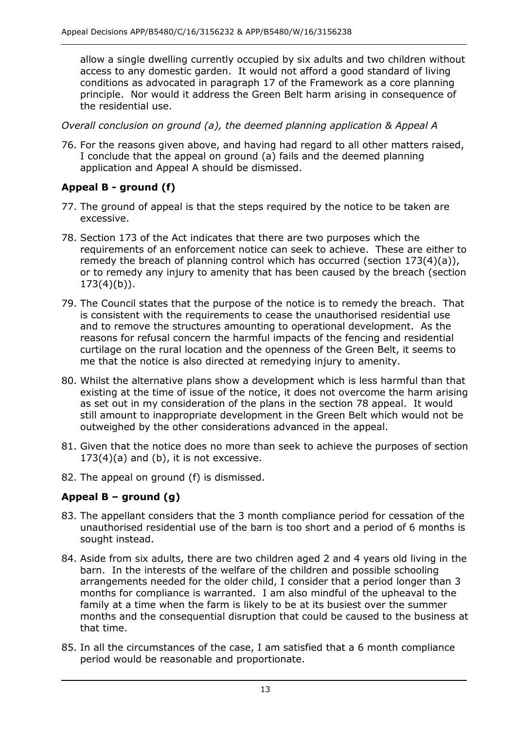allow a single dwelling currently occupied by six adults and two children without access to any domestic garden. It would not afford a good standard of living conditions as advocated in paragraph 17 of the Framework as a core planning principle. Nor would it address the Green Belt harm arising in consequence of the residential use.

*Overall conclusion on ground (a), the deemed planning application & Appeal A*

76. For the reasons given above, and having had regard to all other matters raised, I conclude that the appeal on ground (a) fails and the deemed planning application and Appeal A should be dismissed.

## Appeal B - ground (f)

77. The ground of appeal is that the steps required by the notice to be taken are excessive.

78. Section 173 of the Act indicates that there are two purposes which the requirements of an enforcement notice can seek to achieve. These are either to remedy the breach of planning control which has occurred (section 173(4)(a)), or to remedy any injury to amenity that has been caused by the breach (section 173(4)(b)).

79. The Council states that the purpose of the notice is to remedy the breach. That is consistent with the requirements to cease the unauthorised residential use and to remove the structures amounting to operational development. As the reasons for refusal concern the harmful impacts of the fencing and residential curtilage on the rural location and the openness of the Green Belt, it seems to me that the notice is also directed at remedying injury to amenity.

80. Whilst the alternative plans show a development which is less harmful than that existing at the time of issue of the notice, it does not overcome the harm arising as set out in my consideration of the plans in the section 78 appeal. It would still amount to inappropriate development in the Green Belt which would not be outweighed by the other considerations advanced in the appeal.

81. Given that the notice does no more than seek to achieve the purposes of section 173(4)(a) and (b), it is not excessive.

82. The appeal on ground (f) is dismissed.

## Appeal B – ground (g)

83. The appellant considers that the 3 month compliance period for cessation of the unauthorised residential use of the barn is too short and a period of 6 months is sought instead.

84. Aside from six adults, there are two children aged 2 and 4 years old living in the barn. In the interests of the welfare of the children and possible schooling arrangements needed for the older child, I consider that a period longer than 3 months for compliance is warranted. I am also mindful of the upheaval to the family at a time when the farm is likely to be at its busiest over the summer months and the consequential disruption that could be caused to the business at that time.

85. In all the circumstances of the case, I am satisfied that a 6 month compliance period would be reasonable and proportionate.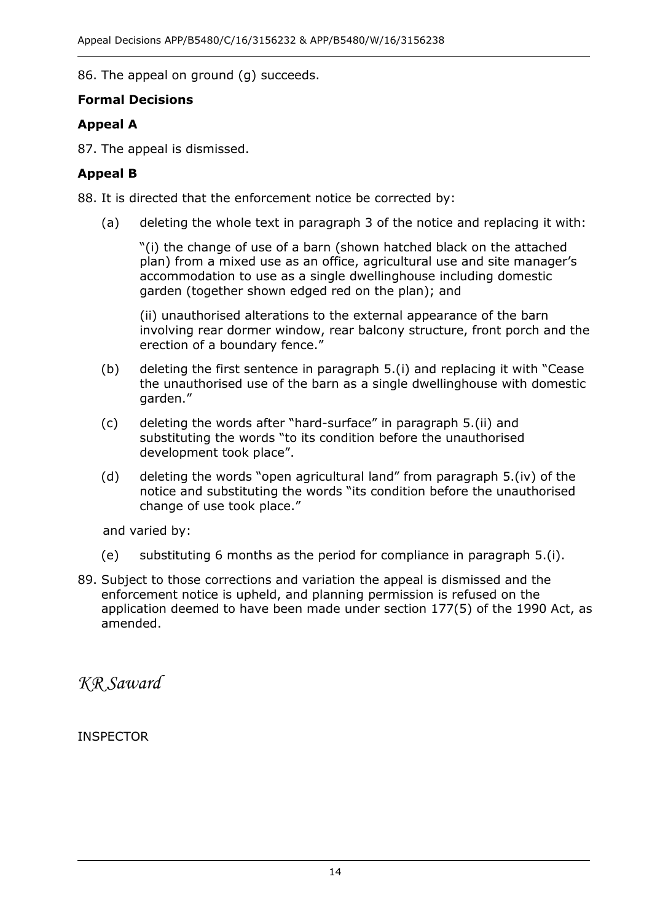86. The appeal on ground (g) succeeds.

**Formal Decisions**

**Appeal A**

87. The appeal is dismissed.

**Appeal B**

88. It is directed that the enforcement notice be corrected by:

    (a) deleting the whole text in paragraph 3 of the notice and replacing it with:

    "(i) the change of use of a barn (shown hatched black on the attached plan) from a mixed use as an office, agricultural use and site manager's accommodation to use as a single dwellinghouse including domestic garden (together shown edged red on the plan); and

    (ii) unauthorised alterations to the external appearance of the barn involving rear dormer window, rear balcony structure, front porch and the erection of a boundary fence."

    (b) deleting the first sentence in paragraph 5.(i) and replacing it with "Cease the unauthorised use of the barn as a single dwellinghouse with domestic garden."

    (c) deleting the words after "hard-surface" in paragraph 5.(ii) and substituting the words "to its condition before the unauthorised development took place".

    (d) deleting the words "open agricultural land" from paragraph 5.(iv) of the notice and substituting the words "its condition before the unauthorised change of use took place."

    and varied by:

    (e) substituting 6 months as the period for compliance in paragraph 5.(i).

89. Subject to those corrections and variation the appeal is dismissed and the enforcement notice is upheld, and planning permission is refused on the application deemed to have been made under section 177(5) of the 1990 Act, as amended.

*KR Saward*

INSPECTOR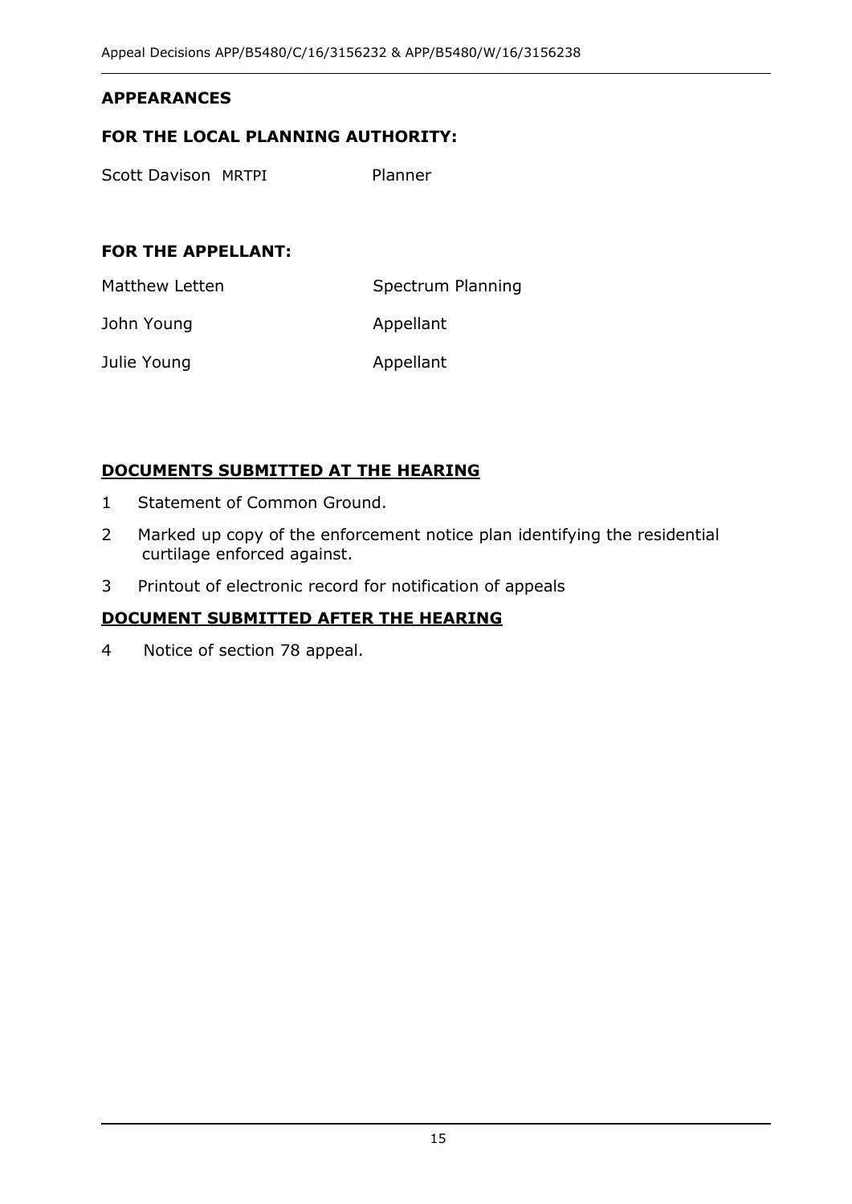## APPEARANCES

### FOR THE LOCAL PLANNING AUTHORITY:

| | |
|---|---|
| Scott Davison MRTPI | Planner |

### FOR THE APPELLANT:

| | |
|---|---|
| Matthew Letten | Spectrum Planning |
| John Young | Appellant |
| Julie Young | Appellant |

## DOCUMENTS SUBMITTED AT THE HEARING

1. Statement of Common Ground.
2. Marked up copy of the enforcement notice plan identifying the residential curtilage enforced against.
3. Printout of electronic record for notification of appeals

## DOCUMENT SUBMITTED AFTER THE HEARING

4. Notice of section 78 appeal.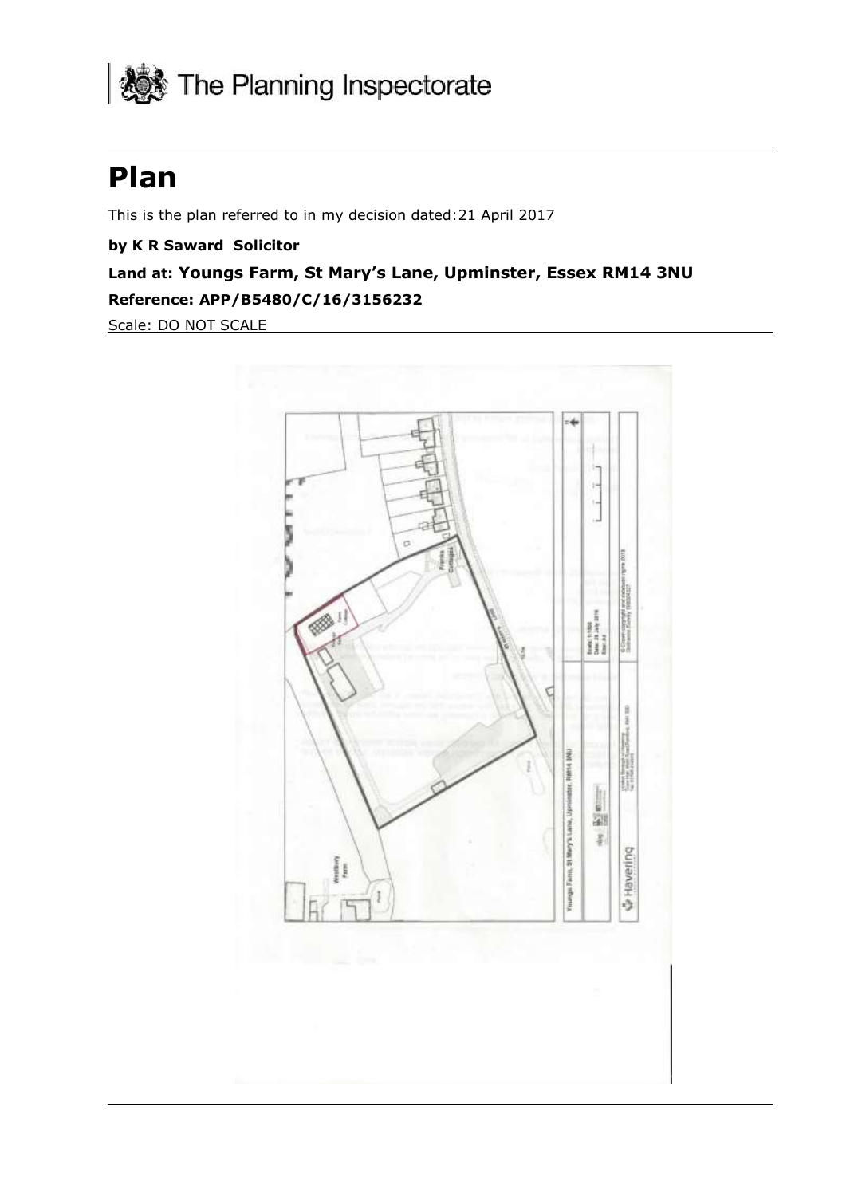# Plan

This is the plan referred to in my decision dated: 21 April 2017

**by K R Saward Solicitor**

**Land at: Youngs Farm, St Mary's Lane, Upminster, Essex RM14 3NU**

**Reference: APP/B5480/C/16/3156232**

Scale: DO NOT SCALE